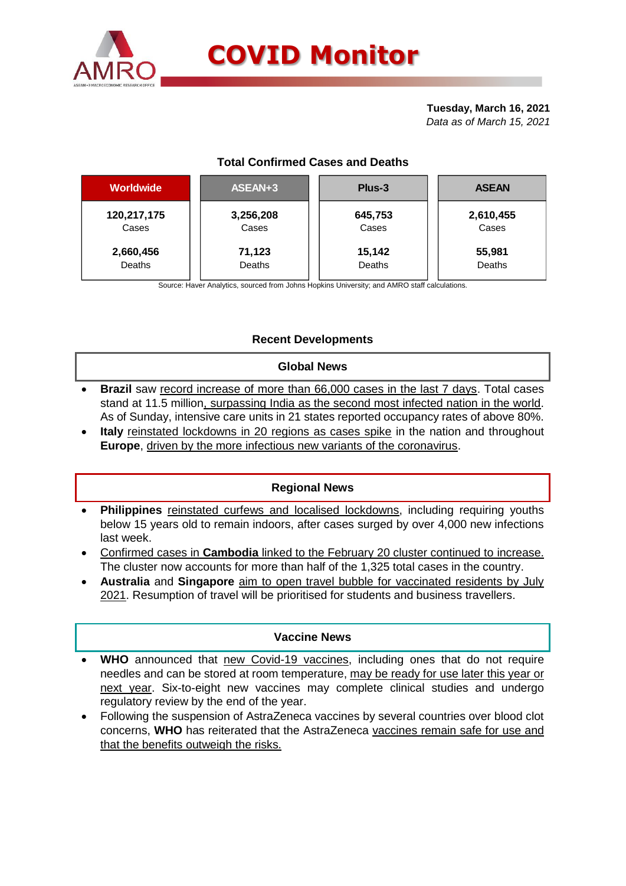# COVID Monitor

**Tuesday, March 16, 2021**
*Data as of March 15, 2021*

## Total Confirmed Cases and Deaths

| Worldwide | ASEAN+3 | Plus-3 | ASEAN |
|---|---|---|---|
| **120,217,175** Cases | **3,256,208** Cases | **645,753** Cases | **2,610,455** Cases |
| **2,660,456** Deaths | **71,123** Deaths | **15,142** Deaths | **55,981** Deaths |

Source: Haver Analytics, sourced from Johns Hopkins University; and AMRO staff calculations.

## Recent Developments

### Global News

- **Brazil** saw record increase of more than 66,000 cases in the last 7 days. Total cases stand at 11.5 million, surpassing India as the second most infected nation in the world. As of Sunday, intensive care units in 21 states reported occupancy rates of above 80%.
- **Italy** reinstated lockdowns in 20 regions as cases spike in the nation and throughout **Europe**, driven by the more infectious new variants of the coronavirus.

### Regional News

- **Philippines** reinstated curfews and localised lockdowns, including requiring youths below 15 years old to remain indoors, after cases surged by over 4,000 new infections last week.
- Confirmed cases in **Cambodia** linked to the February 20 cluster continued to increase. The cluster now accounts for more than half of the 1,325 total cases in the country.
- **Australia** and **Singapore** aim to open travel bubble for vaccinated residents by July 2021. Resumption of travel will be prioritised for students and business travellers.

### Vaccine News

- **WHO** announced that new Covid-19 vaccines, including ones that do not require needles and can be stored at room temperature, may be ready for use later this year or next year. Six-to-eight new vaccines may complete clinical studies and undergo regulatory review by the end of the year.
- Following the suspension of AstraZeneca vaccines by several countries over blood clot concerns, **WHO** has reiterated that the AstraZeneca vaccines remain safe for use and that the benefits outweigh the risks.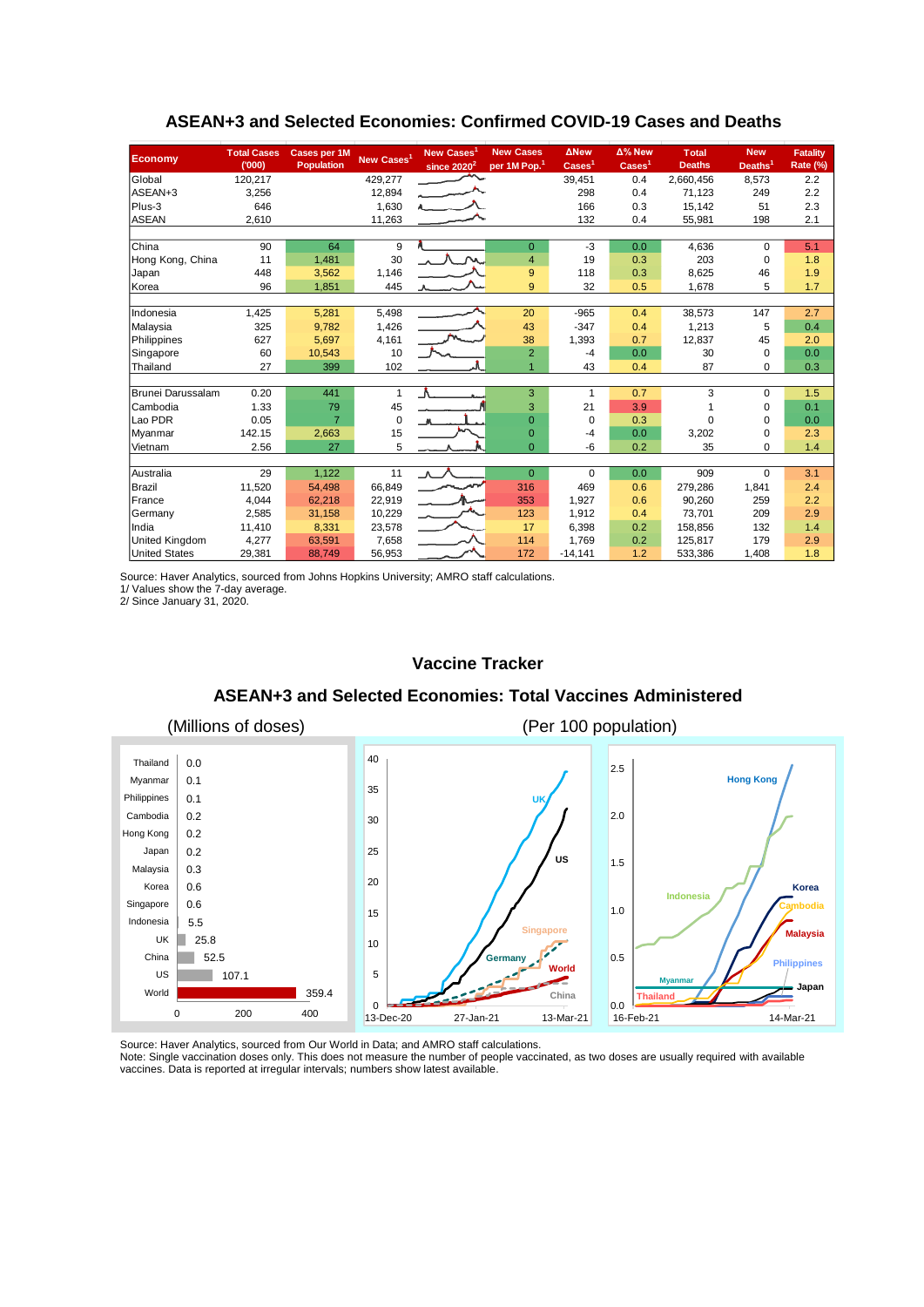## ASEAN+3 and Selected Economies: Confirmed COVID-19 Cases and Deaths

| Economy | Total Cases ('000) | Cases per 1M Population | New Cases[1] | New Cases[1] since 2020[2] | New Cases per 1M Pop.[1] | ΔNew Cases[1] | Δ% New Cases[1] | Total Deaths | New Deaths[1] | Fatality Rate (%) |
|---|---|---|---|---|---|---|---|---|---|---|
| Global | 120,217 | | 429,277 | | | 39,451 | 0.4 | 2,660,456 | 8,573 | 2.2 |
| ASEAN+3 | 3,256 | | 12,894 | | | 298 | 0.4 | 71,123 | 249 | 2.2 |
| Plus-3 | 646 | | 1,630 | | | 166 | 0.3 | 15,142 | 51 | 2.3 |
| ASEAN | 2,610 | | 11,263 | | | 132 | 0.4 | 55,981 | 198 | 2.1 |
| | | | | | | | | | | |
| China | 90 | 64 | 9 | | 0 | -3 | 0.0 | 4,636 | 0 | 5.1 |
| Hong Kong, China | 11 | 1,481 | 30 | | 4 | 19 | 0.3 | 203 | 0 | 1.8 |
| Japan | 448 | 3,562 | 1,146 | | 9 | 118 | 0.3 | 8,625 | 46 | 1.9 |
| Korea | 96 | 1,851 | 445 | | 9 | 32 | 0.5 | 1,678 | 5 | 1.7 |
| | | | | | | | | | | |
| Indonesia | 1,425 | 5,281 | 5,498 | | 20 | -965 | 0.4 | 38,573 | 147 | 2.7 |
| Malaysia | 325 | 9,782 | 1,426 | | 43 | -347 | 0.4 | 1,213 | 5 | 0.4 |
| Philippines | 627 | 5,697 | 4,161 | | 38 | 1,393 | 0.7 | 12,837 | 45 | 2.0 |
| Singapore | 60 | 10,543 | 10 | | 2 | -4 | 0.0 | 30 | 0 | 0.0 |
| Thailand | 27 | 399 | 102 | | 1 | 43 | 0.4 | 87 | 0 | 0.3 |
| | | | | | | | | | | |
| Brunei Darussalam | 0.20 | 441 | 1 | | 3 | 1 | 0.7 | 3 | 0 | 1.5 |
| Cambodia | 1.33 | 79 | 45 | | 3 | 21 | 3.9 | 1 | 0 | 0.1 |
| Lao PDR | 0.05 | 7 | 0 | | 0 | 0 | 0.3 | 0 | 0 | 0.0 |
| Myanmar | 142.15 | 2,663 | 15 | | 0 | -4 | 0.0 | 3,202 | 0 | 2.3 |
| Vietnam | 2.56 | 27 | 5 | | 0 | -6 | 0.2 | 35 | 0 | 1.4 |
| | | | | | | | | | | |
| Australia | 29 | 1,122 | 11 | | 0 | 0 | 0.0 | 909 | 0 | 3.1 |
| Brazil | 11,520 | 54,498 | 66,849 | | 316 | 469 | 0.6 | 279,286 | 1,841 | 2.4 |
| France | 4,044 | 62,218 | 22,919 | | 353 | 1,927 | 0.6 | 90,260 | 259 | 2.2 |
| Germany | 2,585 | 31,158 | 10,229 | | 123 | 1,912 | 0.4 | 73,701 | 209 | 2.9 |
| India | 11,410 | 8,331 | 23,578 | | 17 | 6,398 | 0.2 | 158,856 | 132 | 1.4 |
| United Kingdom | 4,277 | 63,591 | 7,658 | | 114 | 1,769 | 0.2 | 125,817 | 179 | 2.9 |
| United States | 29,381 | 88,749 | 56,953 | | 172 | -14,141 | 1.2 | 533,386 | 1,408 | 1.8 |

Source: Haver Analytics, sourced from Johns Hopkins University; AMRO staff calculations.
1/ Values show the 7-day average.
2/ Since January 31, 2020.

## Vaccine Tracker

### ASEAN+3 and Selected Economies: Total Vaccines Administered

(Millions of doses)

Thailand 0.0
Myanmar 0.1
Philippines 0.1
Cambodia 0.2
Hong Kong 0.2
Japan 0.2
Malaysia 0.3
Korea 0.6
Singapore 0.6
Indonesia 5.5
UK 25.8
China 52.5
US 107.1
World 359.4

0 200 400

(Per 100 population)

40 35 30 25 20 15 10 5 0
UK, US, Singapore, Germany, World, China
13-Dec-20 27-Jan-21 13-Mar-21

2.5 2.0 1.5 1.0 0.5 0.0
Hong Kong, Indonesia, Korea, Cambodia, Malaysia, Philippines, Myanmar, Japan, Thailand
16-Feb-21 14-Mar-21

Source: Haver Analytics, sourced from Our World in Data; and AMRO staff calculations.
Note: Single vaccination doses only. This does not measure the number of people vaccinated, as two doses are usually required with available vaccines. Data is reported at irregular intervals; numbers show latest available.